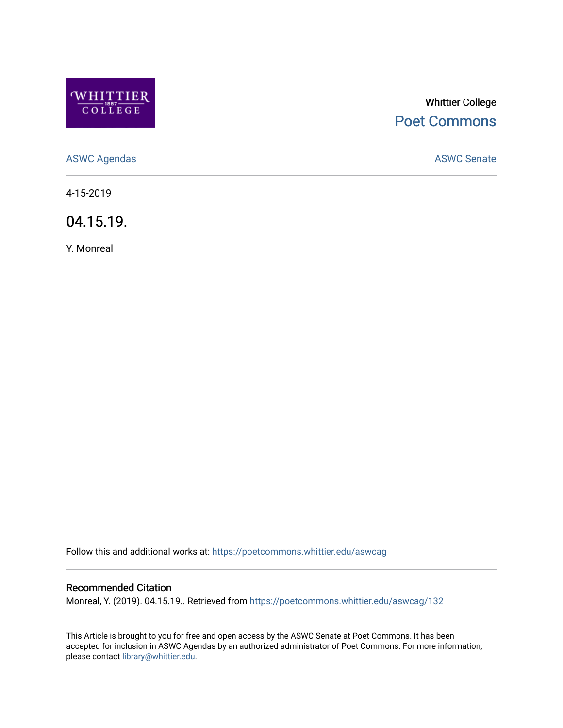Whittier College

Poet Commons

ASWC Agendas

ASWC Senate

4-15-2019

# 04.15.19.

Y. Monreal

Follow this and additional works at: https://poetcommons.whittier.edu/aswcag

## Recommended Citation

Monreal, Y. (2019). 04.15.19.. Retrieved from https://poetcommons.whittier.edu/aswcag/132

This Article is brought to you for free and open access by the ASWC Senate at Poet Commons. It has been accepted for inclusion in ASWC Agendas by an authorized administrator of Poet Commons. For more information, please contact library@whittier.edu.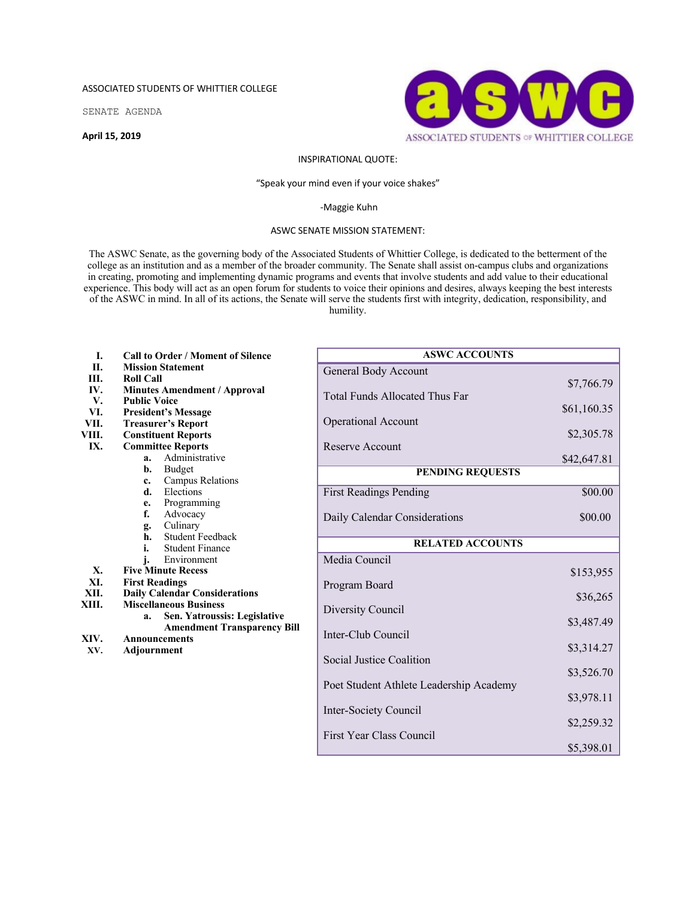ASSOCIATED STUDENTS OF WHITTIER COLLEGE

SENATE AGENDA

**April 15, 2019**

INSPIRATIONAL QUOTE:

"Speak your mind even if your voice shakes"

-Maggie Kuhn

ASWC SENATE MISSION STATEMENT:

The ASWC Senate, as the governing body of the Associated Students of Whittier College, is dedicated to the betterment of the college as an institution and as a member of the broader community. The Senate shall assist on-campus clubs and organizations in creating, promoting and implementing dynamic programs and events that involve students and add value to their educational experience. This body will act as an open forum for students to voice their opinions and desires, always keeping the best interests of the ASWC in mind. In all of its actions, the Senate will serve the students first with integrity, dedication, responsibility, and humility.

- **I. Call to Order / Moment of Silence**
- **II. Mission Statement**
- **III. Roll Call**
- **IV. Minutes Amendment / Approval**
- **V. Public Voice**
- **VI. President's Message**
- **VII. Treasurer's Report**
- **VIII. Constituent Reports**
- **IX. Committee Reports**
  - **a.** Administrative
  - **b.** Budget
  - **c.** Campus Relations
  - **d.** Elections
  - **e.** Programming
  - **f.** Advocacy
  - **g.** Culinary
  - **h.** Student Feedback
  - **i.** Student Finance
  - **j.** Environment
- **X. Five Minute Recess**
- **XI. First Readings**
- **XII. Daily Calendar Considerations**
- **XIII. Miscellaneous Business**
  - **a. Sen. Yatroussis: Legislative Amendment Transparency Bill**
- **XIV. Announcements**
- **XV. Adjournment**

| ASWC ACCOUNTS | |
|---|---|
| General Body Account | $7,766.79 |
| Total Funds Allocated Thus Far | $61,160.35 |
| Operational Account | $2,305.78 |
| Reserve Account | $42,647.81 |
| **PENDING REQUESTS** | |
| First Readings Pending | $00.00 |
| Daily Calendar Considerations | $00.00 |
| **RELATED ACCOUNTS** | |
| Media Council | $153,955 |
| Program Board | $36,265 |
| Diversity Council | $3,487.49 |
| Inter-Club Council | $3,314.27 |
| Social Justice Coalition | $3,526.70 |
| Poet Student Athlete Leadership Academy | $3,978.11 |
| Inter-Society Council | $2,259.32 |
| First Year Class Council | $5,398.01 |